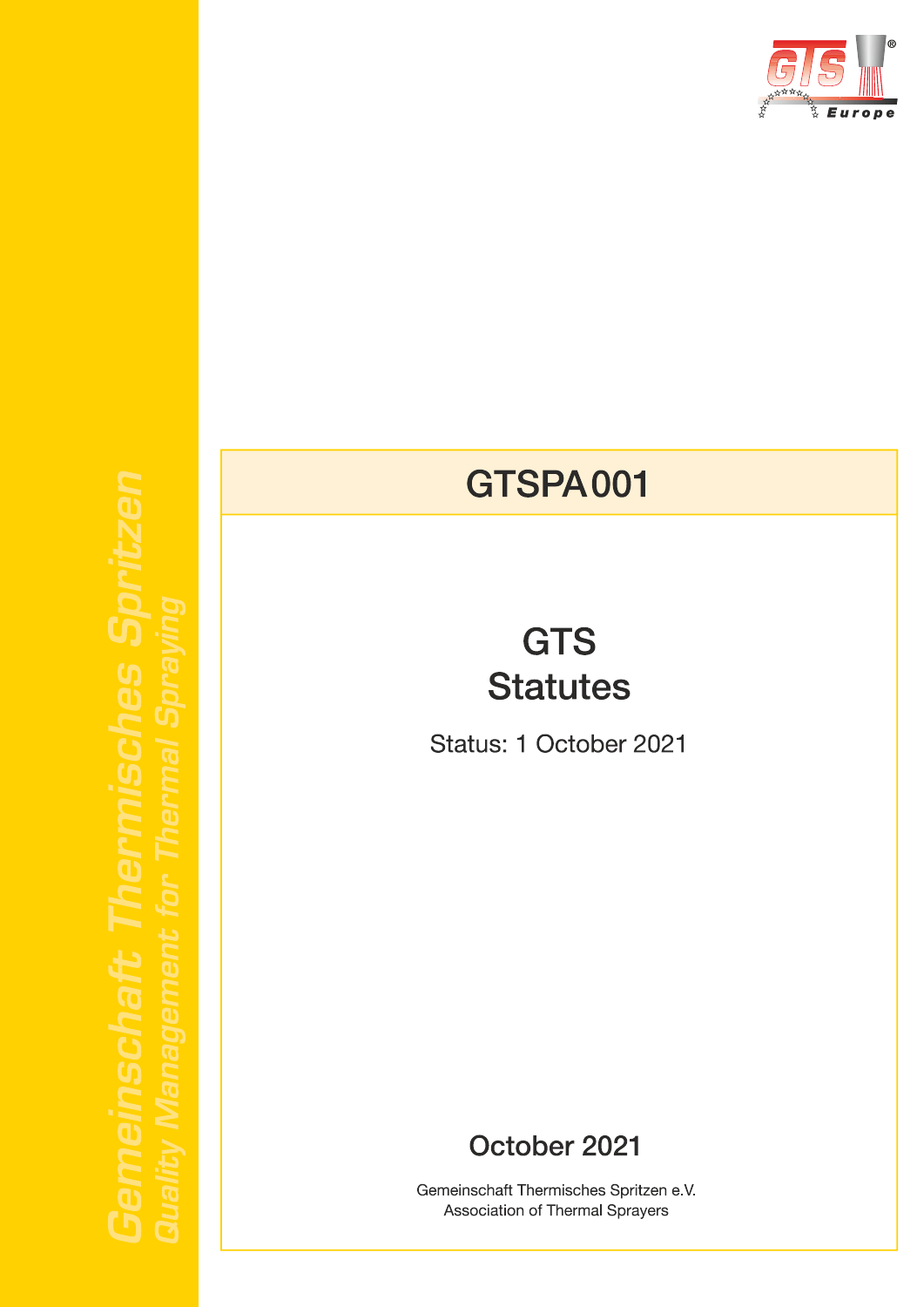# GTSPA 001

## GTS Statutes

Status: 1 October 2021

October 2021

Gemeinschaft Thermisches Spritzen e.V.
Association of Thermal Sprayers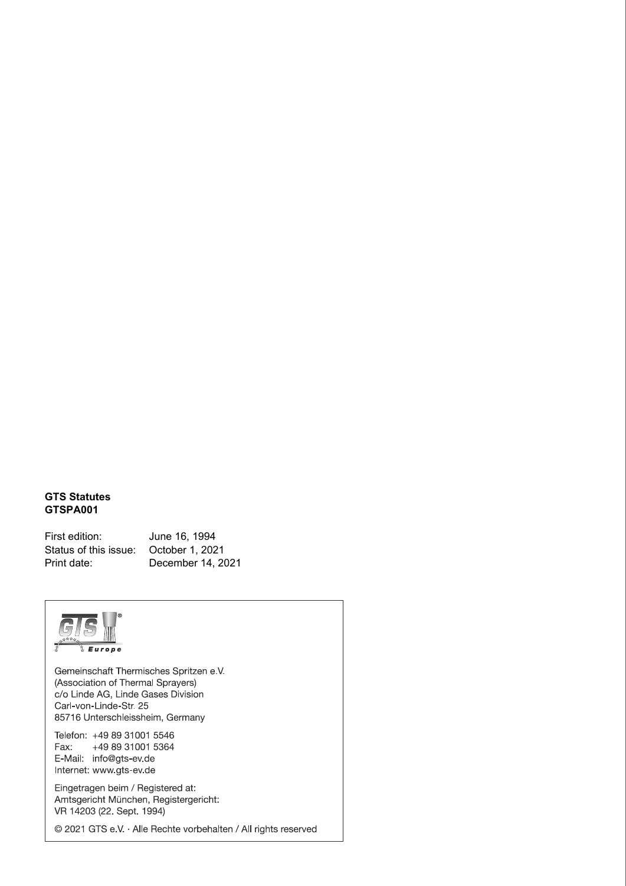**GTS Statutes**
**GTSPA001**

First edition: June 16, 1994
Status of this issue: October 1, 2021
Print date: December 14, 2021

Gemeinschaft Thermisches Spritzen e.V.
(Association of Thermal Sprayers)
c/o Linde AG, Linde Gases Division
Carl-von-Linde-Str. 25
85716 Unterschleissheim, Germany

Telefon: +49 89 31001 5546
Fax: +49 89 31001 5364
E-Mail: info@gts-ev.de
Internet: www.gts-ev.de

Eingetragen beim / Registered at:
Amtsgericht München, Registergericht:
VR 14203 (22. Sept. 1994)

© 2021 GTS e.V. · Alle Rechte vorbehalten / All rights reserved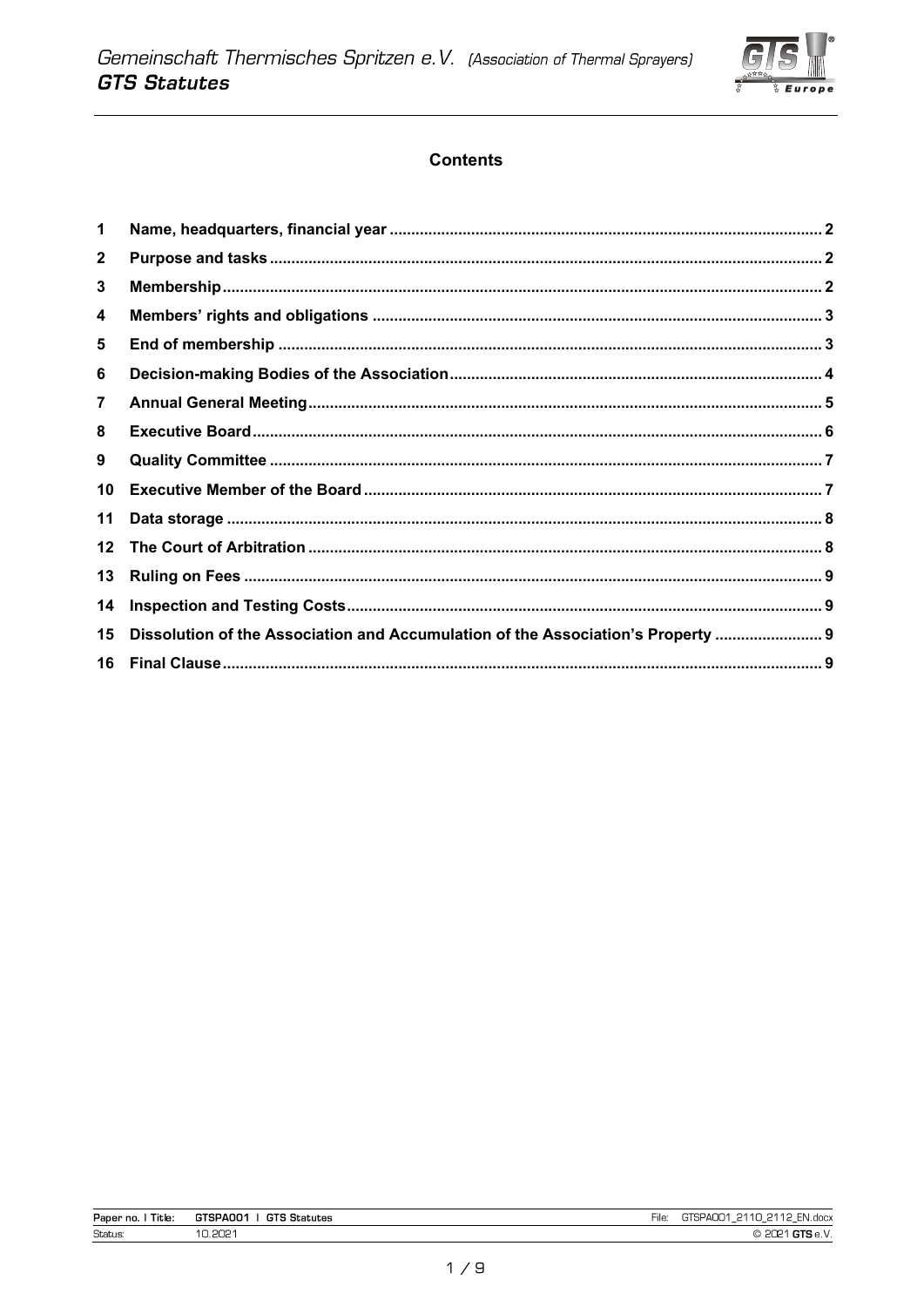## Contents

| | | |
|---|---|---|
| 1 | Name, headquarters, financial year | 2 |
| 2 | Purpose and tasks | 2 |
| 3 | Membership | 2 |
| 4 | Members' rights and obligations | 3 |
| 5 | End of membership | 3 |
| 6 | Decision-making Bodies of the Association | 4 |
| 7 | Annual General Meeting | 5 |
| 8 | Executive Board | 6 |
| 9 | Quality Committee | 7 |
| 10 | Executive Member of the Board | 7 |
| 11 | Data storage | 8 |
| 12 | The Court of Arbitration | 8 |
| 13 | Ruling on Fees | 9 |
| 14 | Inspection and Testing Costs | 9 |
| 15 | Dissolution of the Association and Accumulation of the Association's Property | 9 |
| 16 | Final Clause | 9 |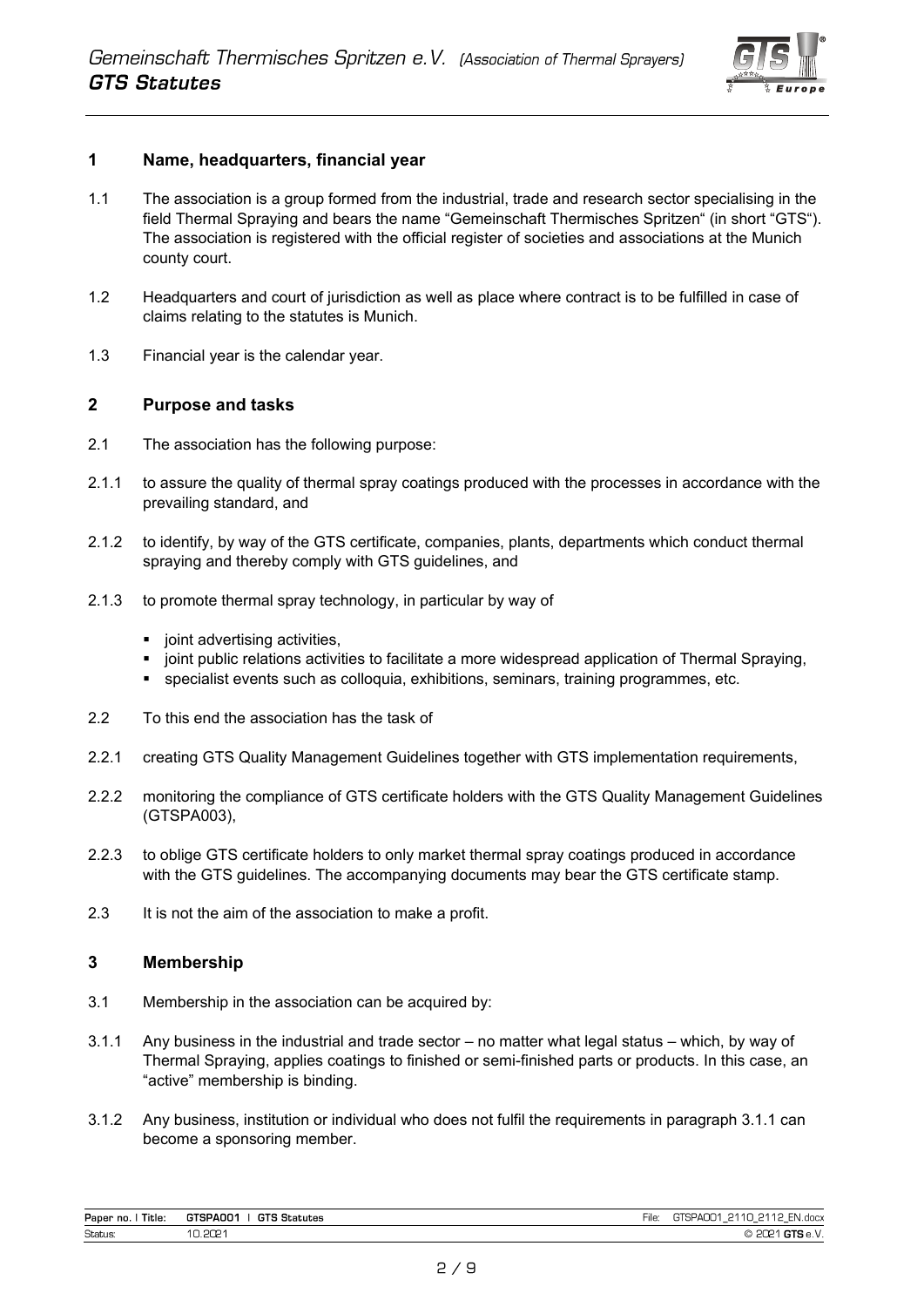## 1 Name, headquarters, financial year

1.1 The association is a group formed from the industrial, trade and research sector specialising in the field Thermal Spraying and bears the name "Gemeinschaft Thermisches Spritzen" (in short "GTS"). The association is registered with the official register of societies and associations at the Munich county court.

1.2 Headquarters and court of jurisdiction as well as place where contract is to be fulfilled in case of claims relating to the statutes is Munich.

1.3 Financial year is the calendar year.

## 2 Purpose and tasks

2.1 The association has the following purpose:

2.1.1 to assure the quality of thermal spray coatings produced with the processes in accordance with the prevailing standard, and

2.1.2 to identify, by way of the GTS certificate, companies, plants, departments which conduct thermal spraying and thereby comply with GTS guidelines, and

2.1.3 to promote thermal spray technology, in particular by way of

- joint advertising activities,
- joint public relations activities to facilitate a more widespread application of Thermal Spraying,
- specialist events such as colloquia, exhibitions, seminars, training programmes, etc.

2.2 To this end the association has the task of

2.2.1 creating GTS Quality Management Guidelines together with GTS implementation requirements,

2.2.2 monitoring the compliance of GTS certificate holders with the GTS Quality Management Guidelines (GTSPA003),

2.2.3 to oblige GTS certificate holders to only market thermal spray coatings produced in accordance with the GTS guidelines. The accompanying documents may bear the GTS certificate stamp.

2.3 It is not the aim of the association to make a profit.

## 3 Membership

3.1 Membership in the association can be acquired by:

3.1.1 Any business in the industrial and trade sector – no matter what legal status – which, by way of Thermal Spraying, applies coatings to finished or semi-finished parts or products. In this case, an "active" membership is binding.

3.1.2 Any business, institution or individual who does not fulfil the requirements in paragraph 3.1.1 can become a sponsoring member.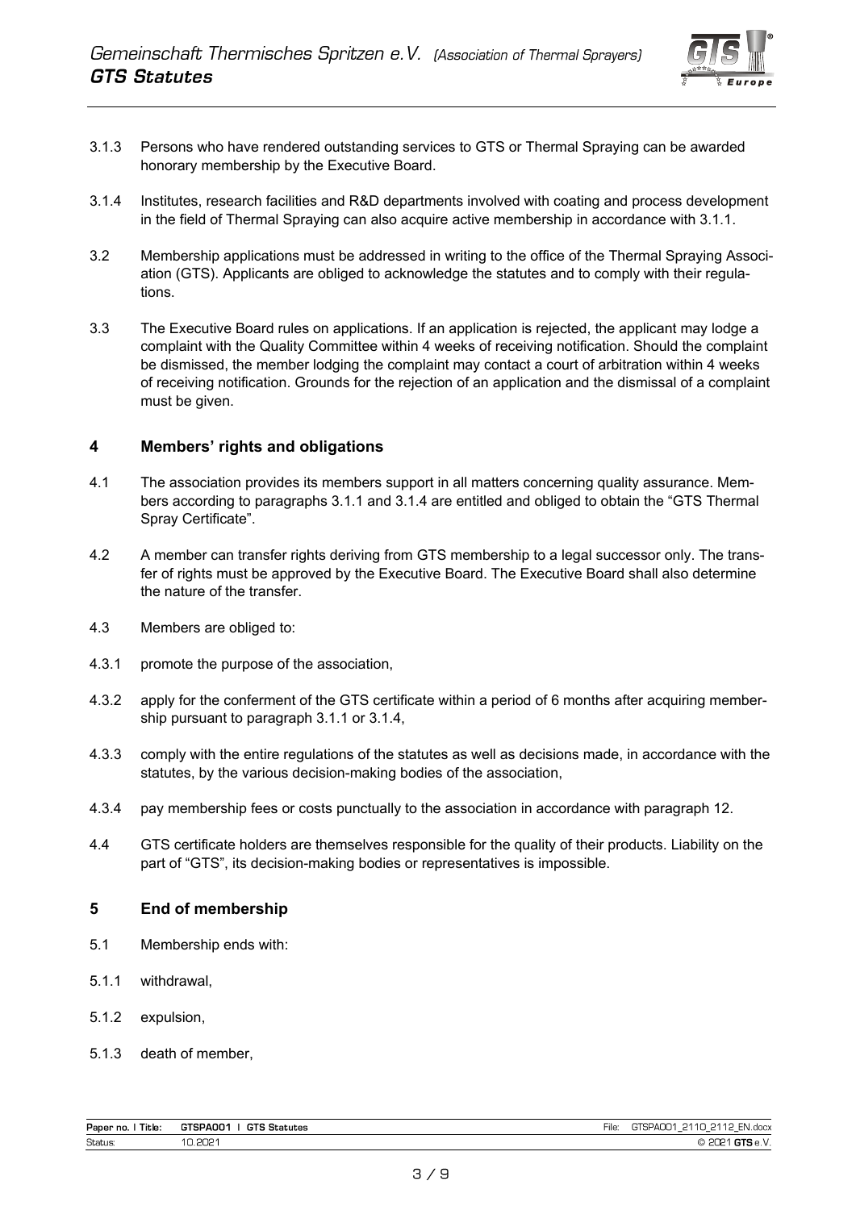3.1.3 Persons who have rendered outstanding services to GTS or Thermal Spraying can be awarded honorary membership by the Executive Board.

3.1.4 Institutes, research facilities and R&D departments involved with coating and process development in the field of Thermal Spraying can also acquire active membership in accordance with 3.1.1.

3.2 Membership applications must be addressed in writing to the office of the Thermal Spraying Association (GTS). Applicants are obliged to acknowledge the statutes and to comply with their regulations.

3.3 The Executive Board rules on applications. If an application is rejected, the applicant may lodge a complaint with the Quality Committee within 4 weeks of receiving notification. Should the complaint be dismissed, the member lodging the complaint may contact a court of arbitration within 4 weeks of receiving notification. Grounds for the rejection of an application and the dismissal of a complaint must be given.

## 4 Members' rights and obligations

4.1 The association provides its members support in all matters concerning quality assurance. Members according to paragraphs 3.1.1 and 3.1.4 are entitled and obliged to obtain the "GTS Thermal Spray Certificate".

4.2 A member can transfer rights deriving from GTS membership to a legal successor only. The transfer of rights must be approved by the Executive Board. The Executive Board shall also determine the nature of the transfer.

4.3 Members are obliged to:

4.3.1 promote the purpose of the association,

4.3.2 apply for the conferment of the GTS certificate within a period of 6 months after acquiring membership pursuant to paragraph 3.1.1 or 3.1.4,

4.3.3 comply with the entire regulations of the statutes as well as decisions made, in accordance with the statutes, by the various decision-making bodies of the association,

4.3.4 pay membership fees or costs punctually to the association in accordance with paragraph 12.

4.4 GTS certificate holders are themselves responsible for the quality of their products. Liability on the part of "GTS", its decision-making bodies or representatives is impossible.

## 5 End of membership

5.1 Membership ends with:

5.1.1 withdrawal,

5.1.2 expulsion,

5.1.3 death of member,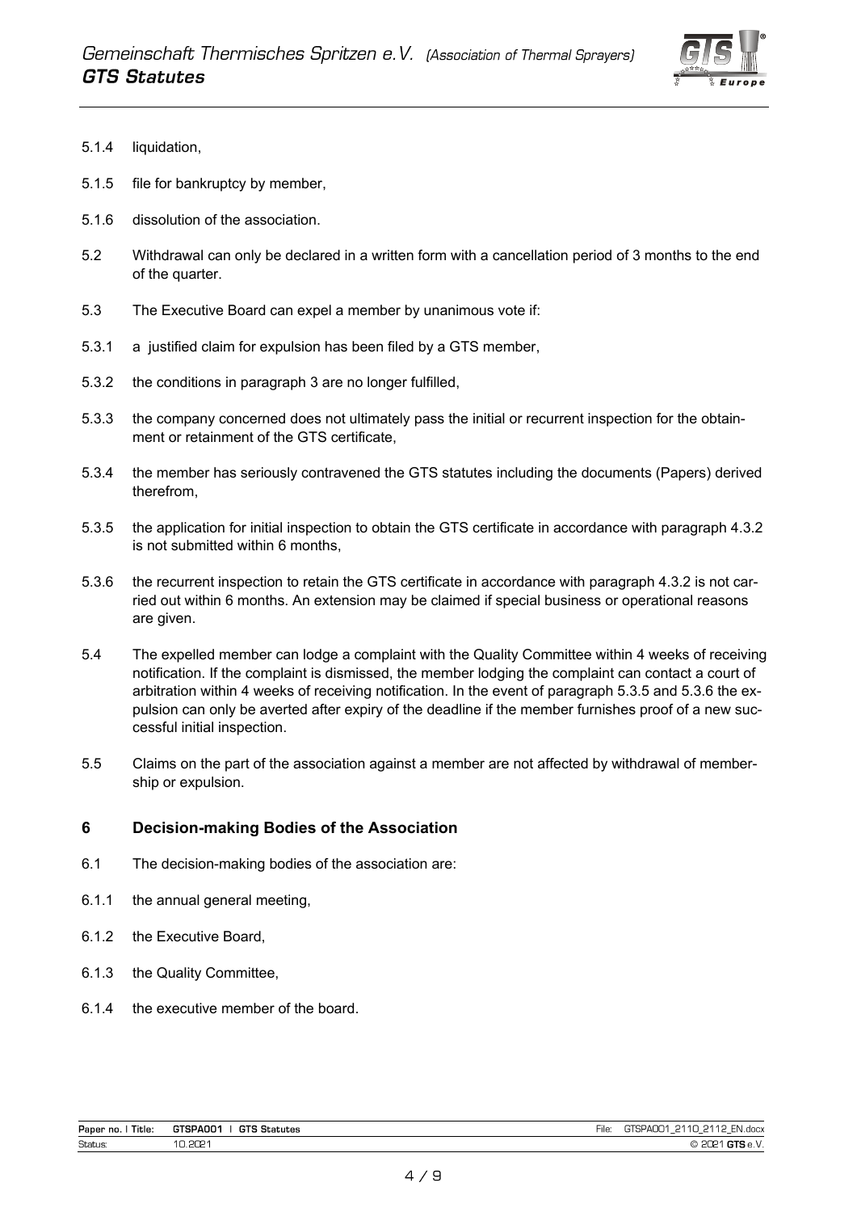5.1.4 liquidation,

5.1.5 file for bankruptcy by member,

5.1.6 dissolution of the association.

5.2 Withdrawal can only be declared in a written form with a cancellation period of 3 months to the end of the quarter.

5.3 The Executive Board can expel a member by unanimous vote if:

5.3.1 a justified claim for expulsion has been filed by a GTS member,

5.3.2 the conditions in paragraph 3 are no longer fulfilled,

5.3.3 the company concerned does not ultimately pass the initial or recurrent inspection for the obtainment or retainment of the GTS certificate,

5.3.4 the member has seriously contravened the GTS statutes including the documents (Papers) derived therefrom,

5.3.5 the application for initial inspection to obtain the GTS certificate in accordance with paragraph 4.3.2 is not submitted within 6 months,

5.3.6 the recurrent inspection to retain the GTS certificate in accordance with paragraph 4.3.2 is not carried out within 6 months. An extension may be claimed if special business or operational reasons are given.

5.4 The expelled member can lodge a complaint with the Quality Committee within 4 weeks of receiving notification. If the complaint is dismissed, the member lodging the complaint can contact a court of arbitration within 4 weeks of receiving notification. In the event of paragraph 5.3.5 and 5.3.6 the expulsion can only be averted after expiry of the deadline if the member furnishes proof of a new successful initial inspection.

5.5 Claims on the part of the association against a member are not affected by withdrawal of membership or expulsion.

## 6 Decision-making Bodies of the Association

6.1 The decision-making bodies of the association are:

6.1.1 the annual general meeting,

6.1.2 the Executive Board,

6.1.3 the Quality Committee,

6.1.4 the executive member of the board.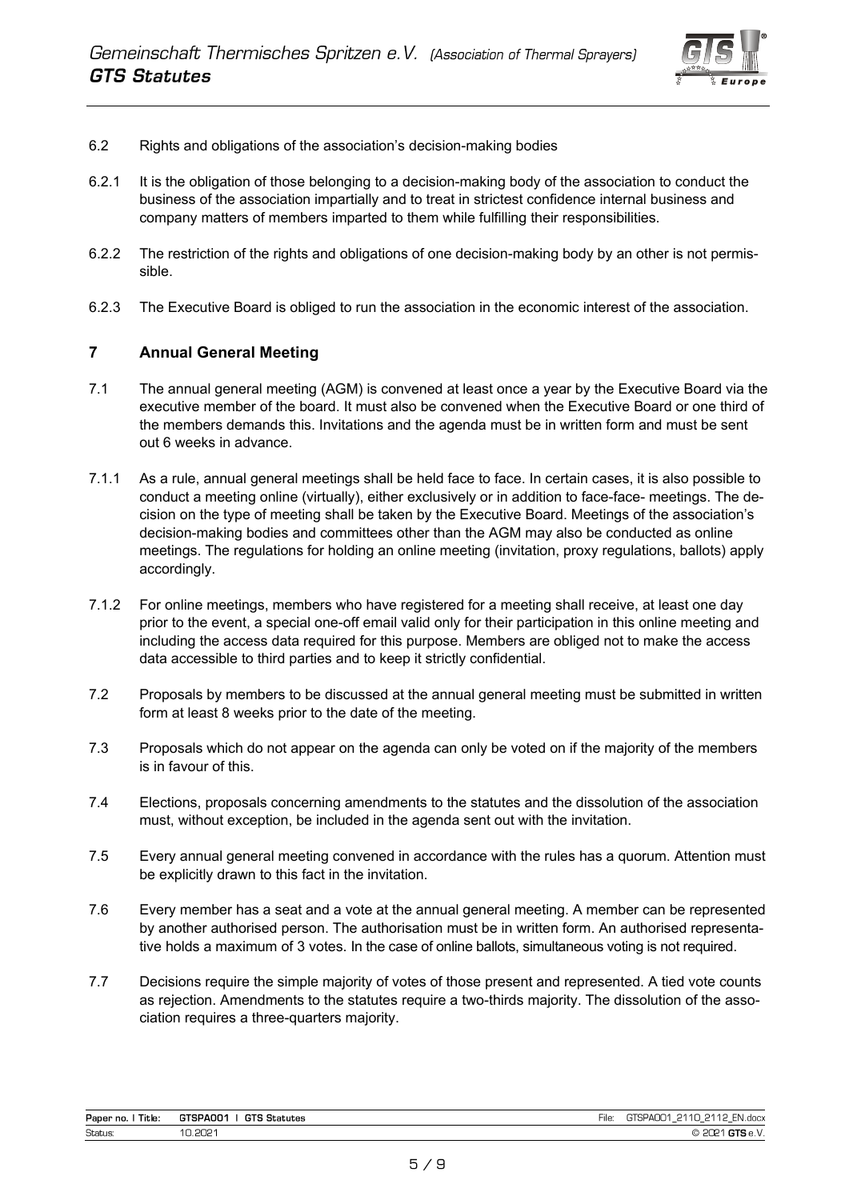6.2 Rights and obligations of the association's decision-making bodies

6.2.1 It is the obligation of those belonging to a decision-making body of the association to conduct the business of the association impartially and to treat in strictest confidence internal business and company matters of members imparted to them while fulfilling their responsibilities.

6.2.2 The restriction of the rights and obligations of one decision-making body by an other is not permissible.

6.2.3 The Executive Board is obliged to run the association in the economic interest of the association.

## 7 Annual General Meeting

7.1 The annual general meeting (AGM) is convened at least once a year by the Executive Board via the executive member of the board. It must also be convened when the Executive Board or one third of the members demands this. Invitations and the agenda must be in written form and must be sent out 6 weeks in advance.

7.1.1 As a rule, annual general meetings shall be held face to face. In certain cases, it is also possible to conduct a meeting online (virtually), either exclusively or in addition to face-face- meetings. The decision on the type of meeting shall be taken by the Executive Board. Meetings of the association's decision-making bodies and committees other than the AGM may also be conducted as online meetings. The regulations for holding an online meeting (invitation, proxy regulations, ballots) apply accordingly.

7.1.2 For online meetings, members who have registered for a meeting shall receive, at least one day prior to the event, a special one-off email valid only for their participation in this online meeting and including the access data required for this purpose. Members are obliged not to make the access data accessible to third parties and to keep it strictly confidential.

7.2 Proposals by members to be discussed at the annual general meeting must be submitted in written form at least 8 weeks prior to the date of the meeting.

7.3 Proposals which do not appear on the agenda can only be voted on if the majority of the members is in favour of this.

7.4 Elections, proposals concerning amendments to the statutes and the dissolution of the association must, without exception, be included in the agenda sent out with the invitation.

7.5 Every annual general meeting convened in accordance with the rules has a quorum. Attention must be explicitly drawn to this fact in the invitation.

7.6 Every member has a seat and a vote at the annual general meeting. A member can be represented by another authorised person. The authorisation must be in written form. An authorised representative holds a maximum of 3 votes. In the case of online ballots, simultaneous voting is not required.

7.7 Decisions require the simple majority of votes of those present and represented. A tied vote counts as rejection. Amendments to the statutes require a two-thirds majority. The dissolution of the association requires a three-quarters majority.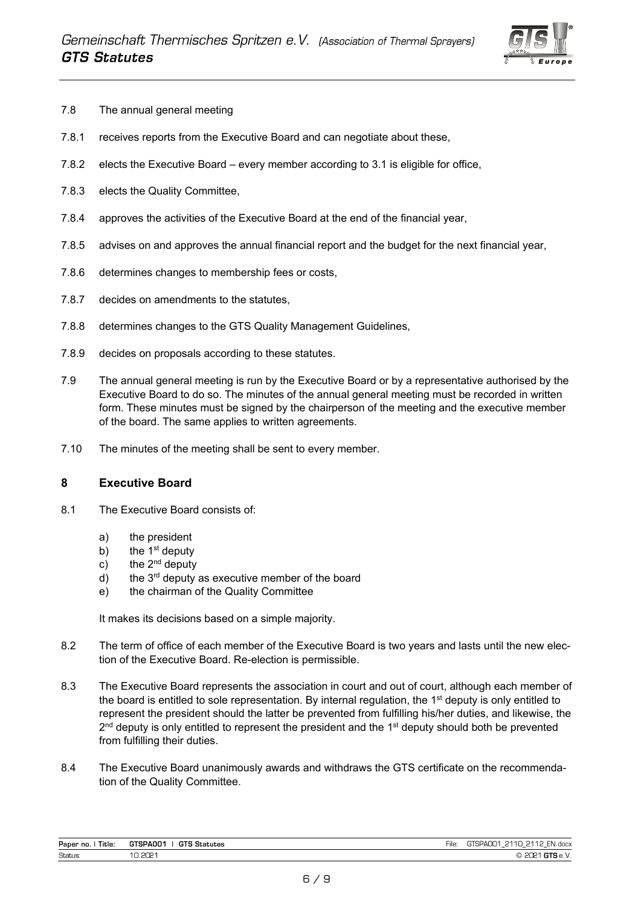7.8 The annual general meeting

7.8.1 receives reports from the Executive Board and can negotiate about these,

7.8.2 elects the Executive Board – every member according to 3.1 is eligible for office,

7.8.3 elects the Quality Committee,

7.8.4 approves the activities of the Executive Board at the end of the financial year,

7.8.5 advises on and approves the annual financial report and the budget for the next financial year,

7.8.6 determines changes to membership fees or costs,

7.8.7 decides on amendments to the statutes,

7.8.8 determines changes to the GTS Quality Management Guidelines,

7.8.9 decides on proposals according to these statutes.

7.9 The annual general meeting is run by the Executive Board or by a representative authorised by the Executive Board to do so. The minutes of the annual general meeting must be recorded in written form. These minutes must be signed by the chairperson of the meeting and the executive member of the board. The same applies to written agreements.

7.10 The minutes of the meeting shall be sent to every member.

## 8 Executive Board

8.1 The Executive Board consists of:

a) the president
b) the 1st deputy
c) the 2nd deputy
d) the 3rd deputy as executive member of the board
e) the chairman of the Quality Committee

It makes its decisions based on a simple majority.

8.2 The term of office of each member of the Executive Board is two years and lasts until the new election of the Executive Board. Re-election is permissible.

8.3 The Executive Board represents the association in court and out of court, although each member of the board is entitled to sole representation. By internal regulation, the 1st deputy is only entitled to represent the president should the latter be prevented from fulfilling his/her duties, and likewise, the 2nd deputy is only entitled to represent the president and the 1st deputy should both be prevented from fulfilling their duties.

8.4 The Executive Board unanimously awards and withdraws the GTS certificate on the recommendation of the Quality Committee.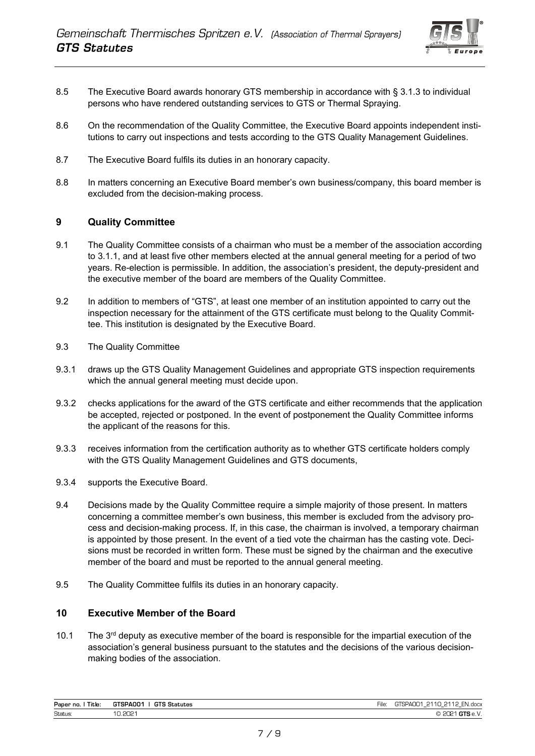8.5 The Executive Board awards honorary GTS membership in accordance with § 3.1.3 to individual persons who have rendered outstanding services to GTS or Thermal Spraying.

8.6 On the recommendation of the Quality Committee, the Executive Board appoints independent institutions to carry out inspections and tests according to the GTS Quality Management Guidelines.

8.7 The Executive Board fulfils its duties in an honorary capacity.

8.8 In matters concerning an Executive Board member's own business/company, this board member is excluded from the decision-making process.

## 9 Quality Committee

9.1 The Quality Committee consists of a chairman who must be a member of the association according to 3.1.1, and at least five other members elected at the annual general meeting for a period of two years. Re-election is permissible. In addition, the association's president, the deputy-president and the executive member of the board are members of the Quality Committee.

9.2 In addition to members of "GTS", at least one member of an institution appointed to carry out the inspection necessary for the attainment of the GTS certificate must belong to the Quality Committee. This institution is designated by the Executive Board.

9.3 The Quality Committee

9.3.1 draws up the GTS Quality Management Guidelines and appropriate GTS inspection requirements which the annual general meeting must decide upon.

9.3.2 checks applications for the award of the GTS certificate and either recommends that the application be accepted, rejected or postponed. In the event of postponement the Quality Committee informs the applicant of the reasons for this.

9.3.3 receives information from the certification authority as to whether GTS certificate holders comply with the GTS Quality Management Guidelines and GTS documents,

9.3.4 supports the Executive Board.

9.4 Decisions made by the Quality Committee require a simple majority of those present. In matters concerning a committee member's own business, this member is excluded from the advisory process and decision-making process. If, in this case, the chairman is involved, a temporary chairman is appointed by those present. In the event of a tied vote the chairman has the casting vote. Decisions must be recorded in written form. These must be signed by the chairman and the executive member of the board and must be reported to the annual general meeting.

9.5 The Quality Committee fulfils its duties in an honorary capacity.

## 10 Executive Member of the Board

10.1 The 3rd deputy as executive member of the board is responsible for the impartial execution of the association's general business pursuant to the statutes and the decisions of the various decision-making bodies of the association.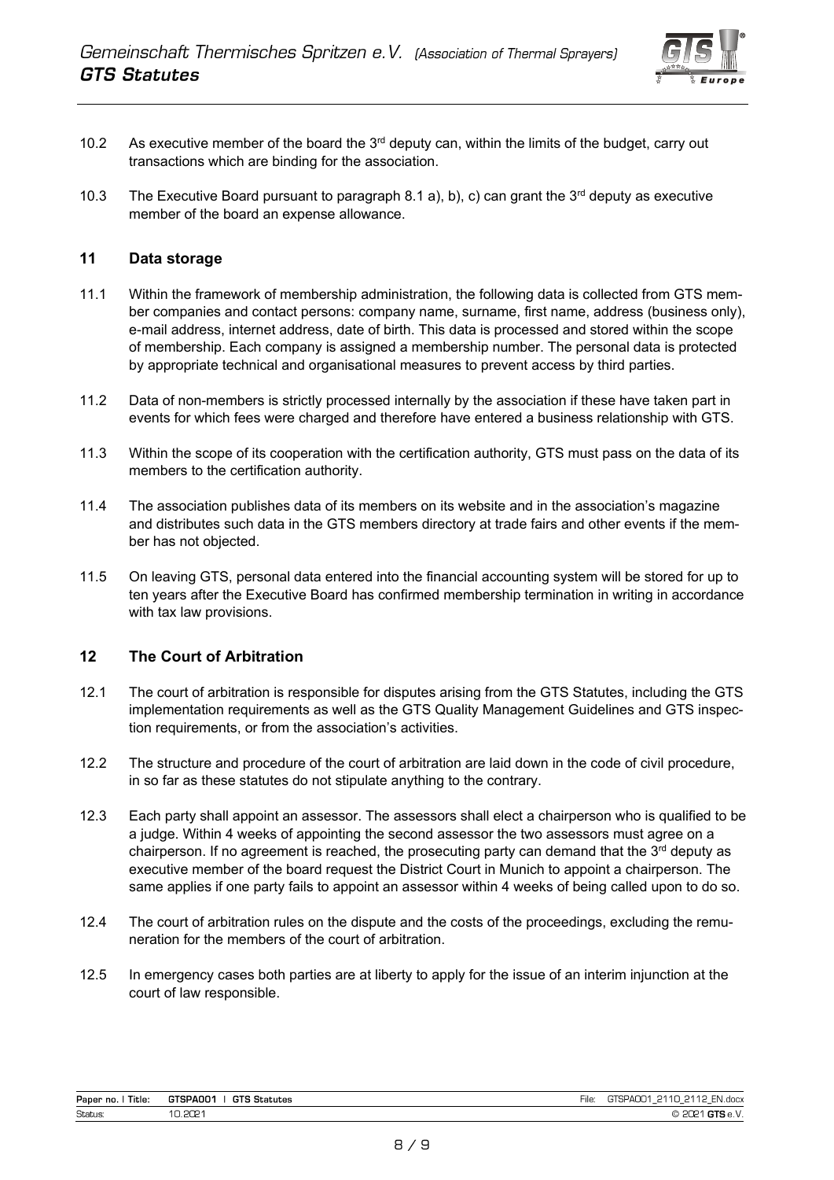10.2 As executive member of the board the 3rd deputy can, within the limits of the budget, carry out transactions which are binding for the association.

10.3 The Executive Board pursuant to paragraph 8.1 a), b), c) can grant the 3rd deputy as executive member of the board an expense allowance.

## 11 Data storage

11.1 Within the framework of membership administration, the following data is collected from GTS member companies and contact persons: company name, surname, first name, address (business only), e-mail address, internet address, date of birth. This data is processed and stored within the scope of membership. Each company is assigned a membership number. The personal data is protected by appropriate technical and organisational measures to prevent access by third parties.

11.2 Data of non-members is strictly processed internally by the association if these have taken part in events for which fees were charged and therefore have entered a business relationship with GTS.

11.3 Within the scope of its cooperation with the certification authority, GTS must pass on the data of its members to the certification authority.

11.4 The association publishes data of its members on its website and in the association's magazine and distributes such data in the GTS members directory at trade fairs and other events if the member has not objected.

11.5 On leaving GTS, personal data entered into the financial accounting system will be stored for up to ten years after the Executive Board has confirmed membership termination in writing in accordance with tax law provisions.

## 12 The Court of Arbitration

12.1 The court of arbitration is responsible for disputes arising from the GTS Statutes, including the GTS implementation requirements as well as the GTS Quality Management Guidelines and GTS inspection requirements, or from the association's activities.

12.2 The structure and procedure of the court of arbitration are laid down in the code of civil procedure, in so far as these statutes do not stipulate anything to the contrary.

12.3 Each party shall appoint an assessor. The assessors shall elect a chairperson who is qualified to be a judge. Within 4 weeks of appointing the second assessor the two assessors must agree on a chairperson. If no agreement is reached, the prosecuting party can demand that the 3rd deputy as executive member of the board request the District Court in Munich to appoint a chairperson. The same applies if one party fails to appoint an assessor within 4 weeks of being called upon to do so.

12.4 The court of arbitration rules on the dispute and the costs of the proceedings, excluding the remuneration for the members of the court of arbitration.

12.5 In emergency cases both parties are at liberty to apply for the issue of an interim injunction at the court of law responsible.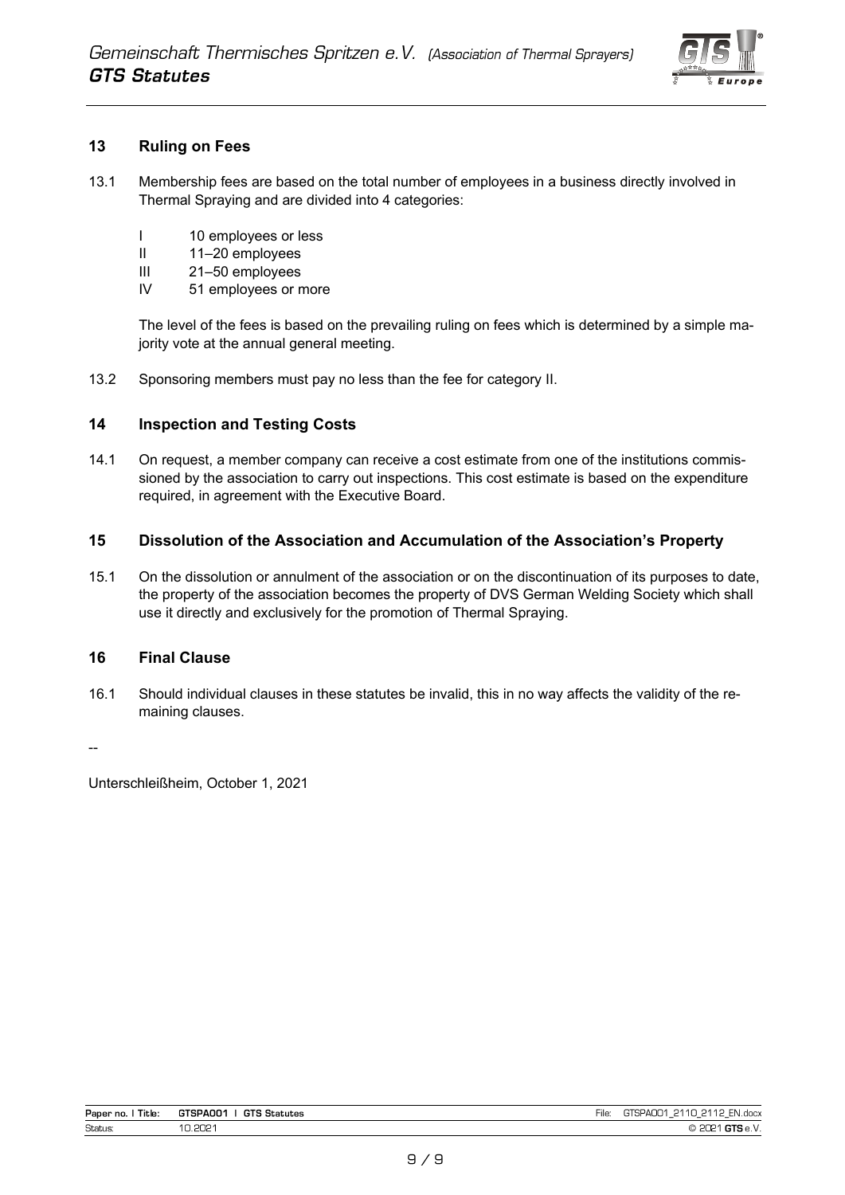## 13 Ruling on Fees

13.1 Membership fees are based on the total number of employees in a business directly involved in Thermal Spraying and are divided into 4 categories:

- I 10 employees or less
- II 11–20 employees
- III 21–50 employees
- IV 51 employees or more

The level of the fees is based on the prevailing ruling on fees which is determined by a simple majority vote at the annual general meeting.

13.2 Sponsoring members must pay no less than the fee for category II.

## 14 Inspection and Testing Costs

14.1 On request, a member company can receive a cost estimate from one of the institutions commissioned by the association to carry out inspections. This cost estimate is based on the expenditure required, in agreement with the Executive Board.

## 15 Dissolution of the Association and Accumulation of the Association's Property

15.1 On the dissolution or annulment of the association or on the discontinuation of its purposes to date, the property of the association becomes the property of DVS German Welding Society which shall use it directly and exclusively for the promotion of Thermal Spraying.

## 16 Final Clause

16.1 Should individual clauses in these statutes be invalid, this in no way affects the validity of the remaining clauses.

--

Unterschleißheim, October 1, 2021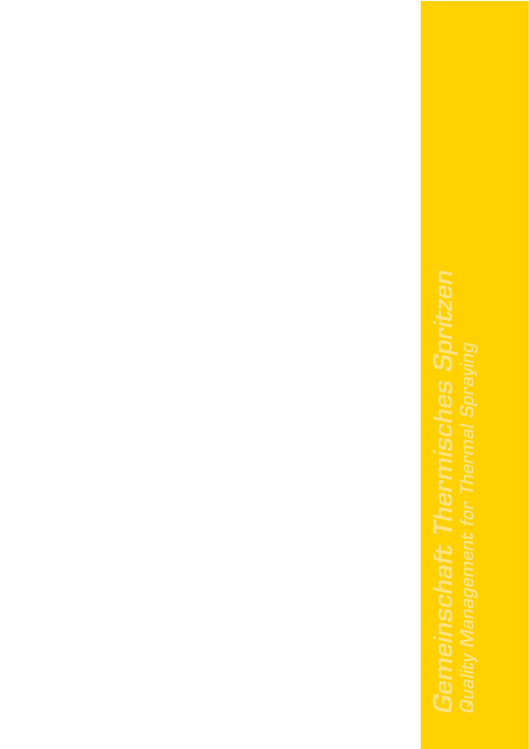**Gemeinschaft Thermisches Spritzen**

*Quality Management for Thermal Spraying*